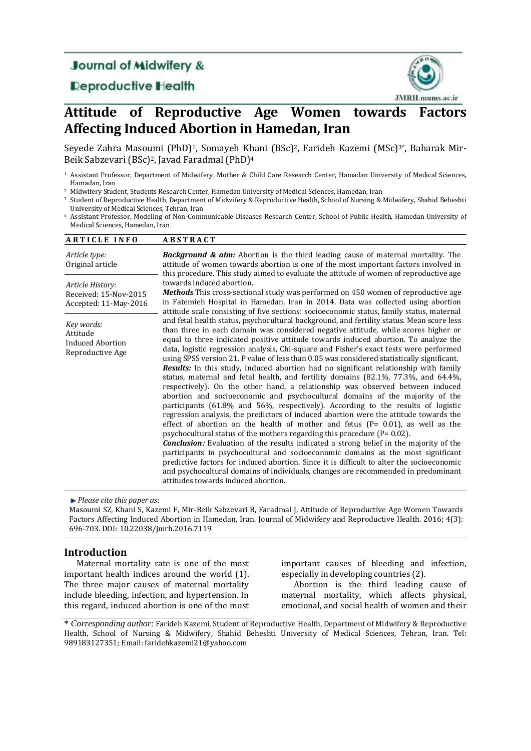Journal of Midwifery & Reproductive Health

JMRH.mums.ac.ir

# Attitude of Reproductive Age Women towards Factors Affecting Induced Abortion in Hamedan, Iran

Seyede Zahra Masoumi (PhD)[1], Somayeh Khani (BSc)[2], Farideh Kazemi (MSc)[3*], Baharak Mir-Beik Sabzevari (BSc)[2], Javad Faradmal (PhD)[4]

[1] Assistant Professor, Department of Midwifery, Mother & Child Care Research Center, Hamadan University of Medical Sciences, Hamadan, Iran

[2] Midwifery Student, Students Research Center, Hamedan University of Medical Sciences, Hamedan, Iran

[3] Student of Reproductive Health, Department of Midwifery & Reproductive Health, School of Nursing & Midwifery, Shahid Beheshti University of Medical Sciences, Tehran, Iran

[4] Assistant Professor, Modeling of Non-Communicable Diseases Research Center, School of Public Health, Hamedan University of Medical Sciences, Hamedan, Iran

**ARTICLE INFO**

*Article type:*
Original article

*Article History:*
Received: 15-Nov-2015
Accepted: 11-May-2016

*Key words:*
Attitude
Induced Abortion
Reproductive Age

**ABSTRACT**

***Background & aim:*** Abortion is the third leading cause of maternal mortality. The attitude of women towards abortion is one of the most important factors involved in this procedure. This study aimed to evaluate the attitude of women of reproductive age towards induced abortion.

***Methods*** This cross-sectional study was performed on 450 women of reproductive age in Fatemieh Hospital in Hamedan, Iran in 2014. Data was collected using abortion attitude scale consisting of five sections: socioeconomic status, family status, maternal and fetal health status, psychocultural background, and fertility status. Mean score less than three in each domain was considered negative attitude, while scores higher or equal to three indicated positive attitude towards induced abortion. To analyze the data, logistic regression analysis, Chi-square and Fisher's exact tests were performed using SPSS version 21. P value of less than 0.05 was considered statistically significant.

***Results:*** In this study, induced abortion had no significant relationship with family status, maternal and fetal health, and fertility domains (82.1%, 77.3%, and 64.4%, respectively). On the other hand, a relationship was observed between induced abortion and socioeconomic and psychocultural domains of the majority of the participants (61.8% and 56%, respectively). According to the results of logistic regression analysis, the predictors of induced abortion were the attitude towards the effect of abortion on the health of mother and fetus (P= 0.01), as well as the psychocultural status of the mothers regarding this procedure (P= 0.02).

***Conclusion:*** Evaluation of the results indicated a strong belief in the majority of the participants in psychocultural and socioeconomic domains as the most significant predictive factors for induced abortion. Since it is difficult to alter the socioeconomic and psychocultural domains of individuals, changes are recommended in predominant attitudes towards induced abortion.

*Please cite this paper as*:
Masoumi SZ, Khani S, Kazemi F, Mir-Beik Sabzevari B, Faradmal J, Attitude of Reproductive Age Women Towards Factors Affecting Induced Abortion in Hamedan, Iran. Journal of Midwifery and Reproductive Health. 2016; 4(3): 696-703. DOI: 10.22038/jmrh.2016.7119

## Introduction

Maternal mortality rate is one of the most important health indices around the world (1). The three major causes of maternal mortality include bleeding, infection, and hypertension. In this regard, induced abortion is one of the most important causes of bleeding and infection, especially in developing countries (2).

Abortion is the third leading cause of maternal mortality, which affects physical, emotional, and social health of women and their

\* *Corresponding author:* Farideh Kazemi, Student of Reproductive Health, Department of Midwifery & Reproductive Health, School of Nursing & Midwifery, Shahid Beheshti University of Medical Sciences, Tehran, Iran. Tel: 989183127351; Email: faridehkazemi21@yahoo.com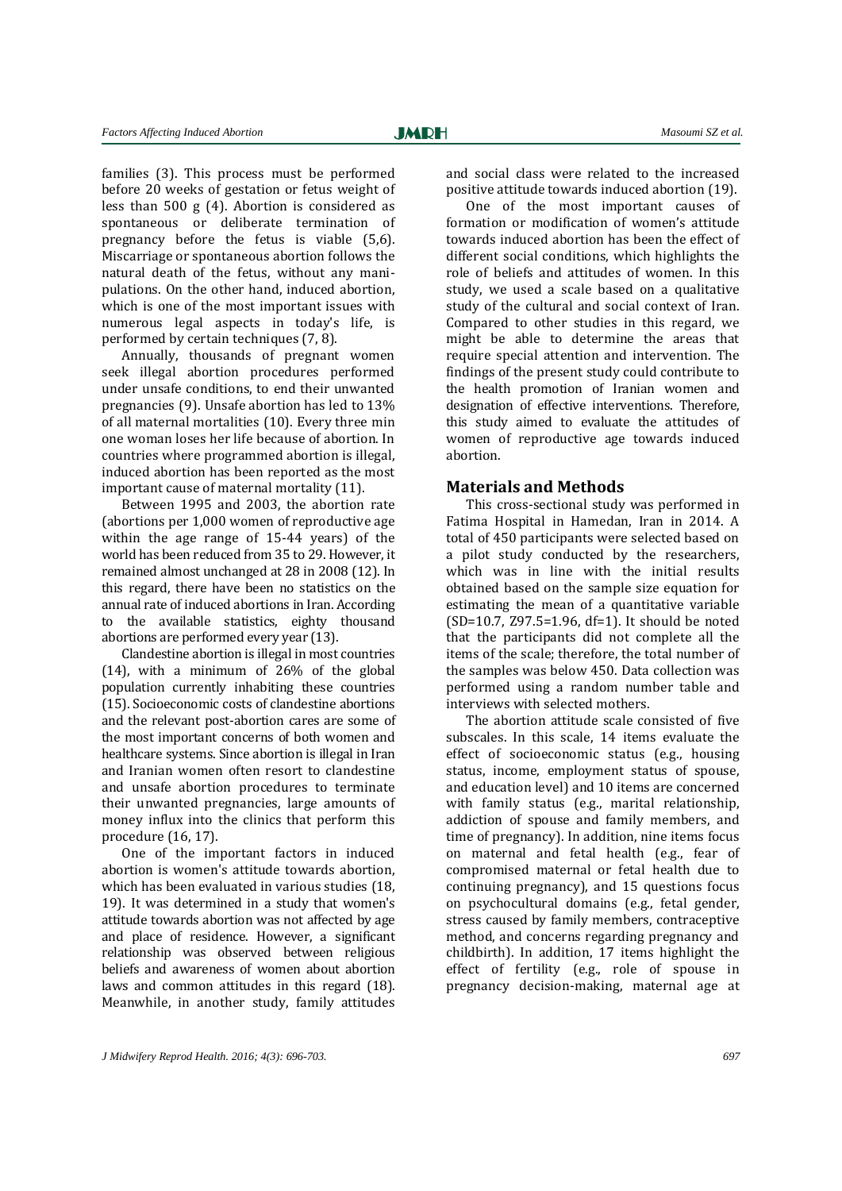families (3). This process must be performed before 20 weeks of gestation or fetus weight of less than 500 g (4). Abortion is considered as spontaneous or deliberate termination of pregnancy before the fetus is viable (5,6). Miscarriage or spontaneous abortion follows the natural death of the fetus, without any manipulations. On the other hand, induced abortion, which is one of the most important issues with numerous legal aspects in today's life, is performed by certain techniques (7, 8).

Annually, thousands of pregnant women seek illegal abortion procedures performed under unsafe conditions, to end their unwanted pregnancies (9). Unsafe abortion has led to 13% of all maternal mortalities (10). Every three min one woman loses her life because of abortion. In countries where programmed abortion is illegal, induced abortion has been reported as the most important cause of maternal mortality (11).

Between 1995 and 2003, the abortion rate (abortions per 1,000 women of reproductive age within the age range of 15-44 years) of the world has been reduced from 35 to 29. However, it remained almost unchanged at 28 in 2008 (12). In this regard, there have been no statistics on the annual rate of induced abortions in Iran. According to the available statistics, eighty thousand abortions are performed every year (13).

Clandestine abortion is illegal in most countries (14), with a minimum of 26% of the global population currently inhabiting these countries (15). Socioeconomic costs of clandestine abortions and the relevant post-abortion cares are some of the most important concerns of both women and healthcare systems. Since abortion is illegal in Iran and Iranian women often resort to clandestine and unsafe abortion procedures to terminate their unwanted pregnancies, large amounts of money influx into the clinics that perform this procedure (16, 17).

One of the important factors in induced abortion is women's attitude towards abortion, which has been evaluated in various studies (18, 19). It was determined in a study that women's attitude towards abortion was not affected by age and place of residence. However, a significant relationship was observed between religious beliefs and awareness of women about abortion laws and common attitudes in this regard (18). Meanwhile, in another study, family attitudes and social class were related to the increased positive attitude towards induced abortion (19).

One of the most important causes of formation or modification of women's attitude towards induced abortion has been the effect of different social conditions, which highlights the role of beliefs and attitudes of women. In this study, we used a scale based on a qualitative study of the cultural and social context of Iran. Compared to other studies in this regard, we might be able to determine the areas that require special attention and intervention. The findings of the present study could contribute to the health promotion of Iranian women and designation of effective interventions. Therefore, this study aimed to evaluate the attitudes of women of reproductive age towards induced abortion.

## Materials and Methods

This cross-sectional study was performed in Fatima Hospital in Hamedan, Iran in 2014. A total of 450 participants were selected based on a pilot study conducted by the researchers, which was in line with the initial results obtained based on the sample size equation for estimating the mean of a quantitative variable (SD=10.7, $Z_{97.5}$=1.96, df=1). It should be noted that the participants did not complete all the items of the scale; therefore, the total number of the samples was below 450. Data collection was performed using a random number table and interviews with selected mothers.

The abortion attitude scale consisted of five subscales. In this scale, 14 items evaluate the effect of socioeconomic status (e.g., housing status, income, employment status of spouse, and education level) and 10 items are concerned with family status (e.g., marital relationship, addiction of spouse and family members, and time of pregnancy). In addition, nine items focus on maternal and fetal health (e.g., fear of compromised maternal or fetal health due to continuing pregnancy), and 15 questions focus on psychocultural domains (e.g., fetal gender, stress caused by family members, contraceptive method, and concerns regarding pregnancy and childbirth). In addition, 17 items highlight the effect of fertility (e.g., role of spouse in pregnancy decision-making, maternal age at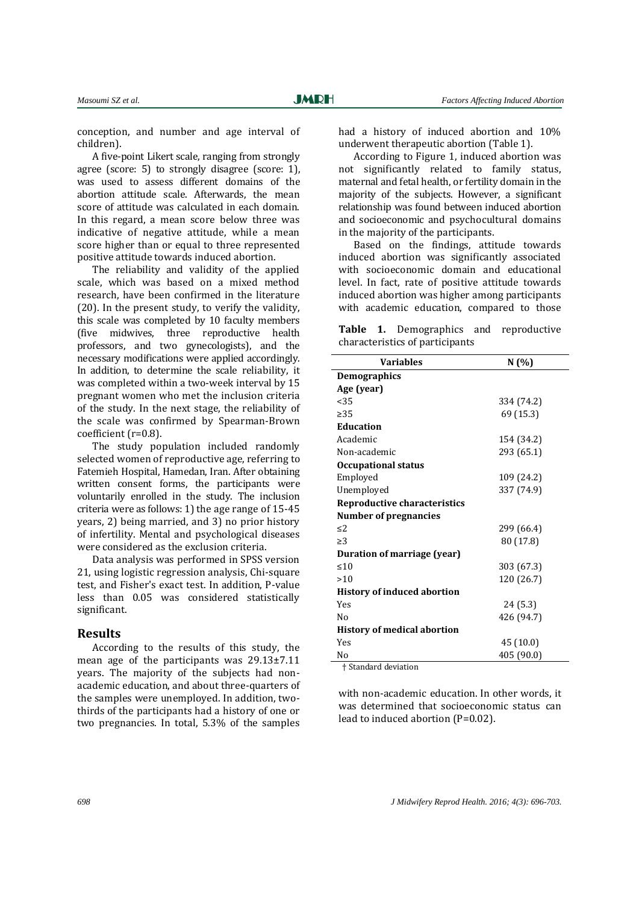conception, and number and age interval of children).

A five-point Likert scale, ranging from strongly agree (score: 5) to strongly disagree (score: 1), was used to assess different domains of the abortion attitude scale. Afterwards, the mean score of attitude was calculated in each domain. In this regard, a mean score below three was indicative of negative attitude, while a mean score higher than or equal to three represented positive attitude towards induced abortion.

The reliability and validity of the applied scale, which was based on a mixed method research, have been confirmed in the literature (20). In the present study, to verify the validity, this scale was completed by 10 faculty members (five midwives, three reproductive health professors, and two gynecologists), and the necessary modifications were applied accordingly. In addition, to determine the scale reliability, it was completed within a two-week interval by 15 pregnant women who met the inclusion criteria of the study. In the next stage, the reliability of the scale was confirmed by Spearman-Brown coefficient (r=0.8).

The study population included randomly selected women of reproductive age, referring to Fatemieh Hospital, Hamedan, Iran. After obtaining written consent forms, the participants were voluntarily enrolled in the study. The inclusion criteria were as follows: 1) the age range of 15-45 years, 2) being married, and 3) no prior history of infertility. Mental and psychological diseases were considered as the exclusion criteria.

Data analysis was performed in SPSS version 21, using logistic regression analysis, Chi-square test, and Fisher's exact test. In addition, P-value less than 0.05 was considered statistically significant.

## Results

According to the results of this study, the mean age of the participants was 29.13±7.11 years. The majority of the subjects had non-academic education, and about three-quarters of the samples were unemployed. In addition, two-thirds of the participants had a history of one or two pregnancies. In total, 5.3% of the samples had a history of induced abortion and 10% underwent therapeutic abortion (Table 1).

According to Figure 1, induced abortion was not significantly related to family status, maternal and fetal health, or fertility domain in the majority of the subjects. However, a significant relationship was found between induced abortion and socioeconomic and psychocultural domains in the majority of the participants.

Based on the findings, attitude towards induced abortion was significantly associated with socioeconomic domain and educational level. In fact, rate of positive attitude towards induced abortion was higher among participants with academic education, compared to those with non-academic education. In other words, it was determined that socioeconomic status can lead to induced abortion (P=0.02).

**Table 1.** Demographics and reproductive characteristics of participants

| Variables | N (%) |
|---|---|
| **Demographics** | |
| **Age (year)** | |
| <35 | 334 (74.2) |
| ≥35 | 69 (15.3) |
| **Education** | |
| Academic | 154 (34.2) |
| Non-academic | 293 (65.1) |
| **Occupational status** | |
| Employed | 109 (24.2) |
| Unemployed | 337 (74.9) |
| **Reproductive characteristics** | |
| **Number of pregnancies** | |
| ≤2 | 299 (66.4) |
| ≥3 | 80 (17.8) |
| **Duration of marriage (year)** | |
| ≤10 | 303 (67.3) |
| >10 | 120 (26.7) |
| **History of induced abortion** | |
| Yes | 24 (5.3) |
| No | 426 (94.7) |
| **History of medical abortion** | |
| Yes | 45 (10.0) |
| No | 405 (90.0) |

† Standard deviation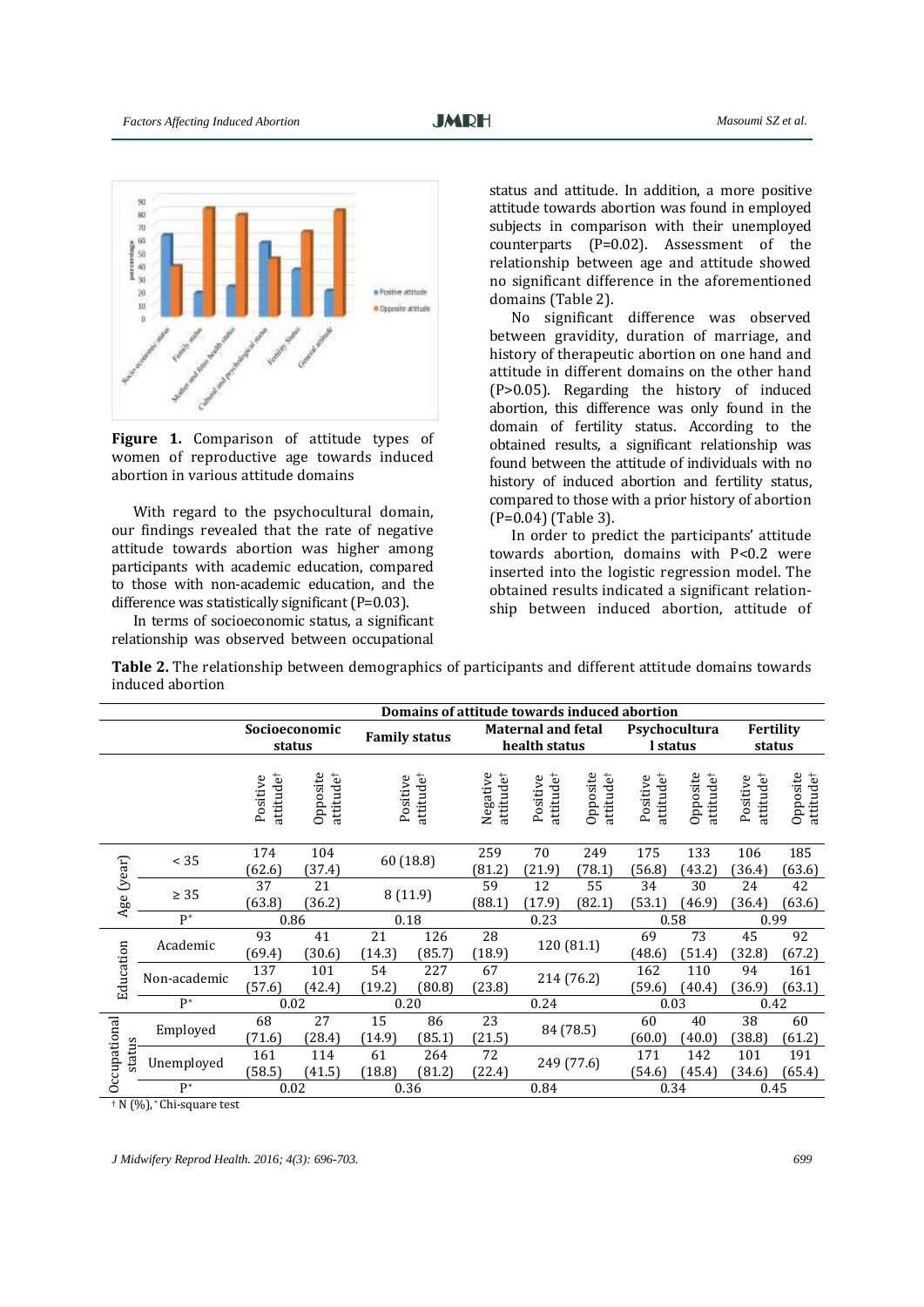Figure 1. Comparison of attitude types of women of reproductive age towards induced abortion in various attitude domains

With regard to the psychocultural domain, our findings revealed that the rate of negative attitude towards abortion was higher among participants with academic education, compared to those with non-academic education, and the difference was statistically significant (P=0.03).

In terms of socioeconomic status, a significant relationship was observed between occupational status and attitude. In addition, a more positive attitude towards abortion was found in employed subjects in comparison with their unemployed counterparts (P=0.02). Assessment of the relationship between age and attitude showed no significant difference in the aforementioned domains (Table 2).

No significant difference was observed between gravidity, duration of marriage, and history of therapeutic abortion on one hand and attitude in different domains on the other hand (P>0.05). Regarding the history of induced abortion, this difference was only found in the domain of fertility status. According to the obtained results, a significant relationship was found between the attitude of individuals with no history of induced abortion and fertility status, compared to those with a prior history of abortion (P=0.04) (Table 3).

In order to predict the participants' attitude towards abortion, domains with P<0.2 were inserted into the logistic regression model. The obtained results indicated a significant relationship between induced abortion, attitude of

**Table 2.** The relationship between demographics of participants and different attitude domains towards induced abortion

| | | Domains of attitude towards induced abortion | | | | | | | | | | |
|---|---|---|---|---|---|---|---|---|---|---|---|---|
| | | Socioeconomic status | | Family status | | Maternal and fetal health status | | | Psychocultural status | | Fertility status | |
| | | Positive attitude[†] | Opposite attitude[†] | Positive attitude[†] | | Negative attitude[†] | Positive attitude[†] | Opposite attitude[†] | Positive attitude[†] | Opposite attitude[†] | Positive attitude[†] | Opposite attitude[†] |
| Age (year) | < 35 | 174 (62.6) | 104 (37.4) | 60 (18.8) | | 259 (81.2) | 70 (21.9) | 249 (78.1) | 175 (56.8) | 133 (43.2) | 106 (36.4) | 185 (63.6) |
| | ≥ 35 | 37 (63.8) | 21 (36.2) | 8 (11.9) | | 59 (88.1) | 12 (17.9) | 55 (82.1) | 34 (53.1) | 30 (46.9) | 24 (36.4) | 42 (63.6) |
| | P[*] | 0.86 | | 0.18 | | | 0.23 | | 0.58 | | 0.99 | |
| Education | Academic | 93 (69.4) | 41 (30.6) | 21 (14.3) | 126 (85.7) | 28 (18.9) | 120 (81.1) | | 69 (48.6) | 73 (51.4) | 45 (32.8) | 92 (67.2) |
| | Non-academic | 137 (57.6) | 101 (42.4) | 54 (19.2) | 227 (80.8) | 67 (23.8) | 214 (76.2) | | 162 (59.6) | 110 (40.4) | 94 (36.9) | 161 (63.1) |
| | P[*] | 0.02 | | 0.20 | | | 0.24 | | 0.03 | | 0.42 | |
| Occupational status | Employed | 68 (71.6) | 27 (28.4) | 15 (14.9) | 86 (85.1) | 23 (21.5) | 84 (78.5) | | 60 (60.0) | 40 (40.0) | 38 (38.8) | 60 (61.2) |
| | Unemployed | 161 (58.5) | 114 (41.5) | 61 (18.8) | 264 (81.2) | 72 (22.4) | 249 (77.6) | | 171 (54.6) | 142 (45.4) | 101 (34.6) | 191 (65.4) |
| | P[*] | 0.02 | | 0.36 | | | 0.84 | | 0.34 | | 0.45 | |

[†] N (%), [*] Chi-square test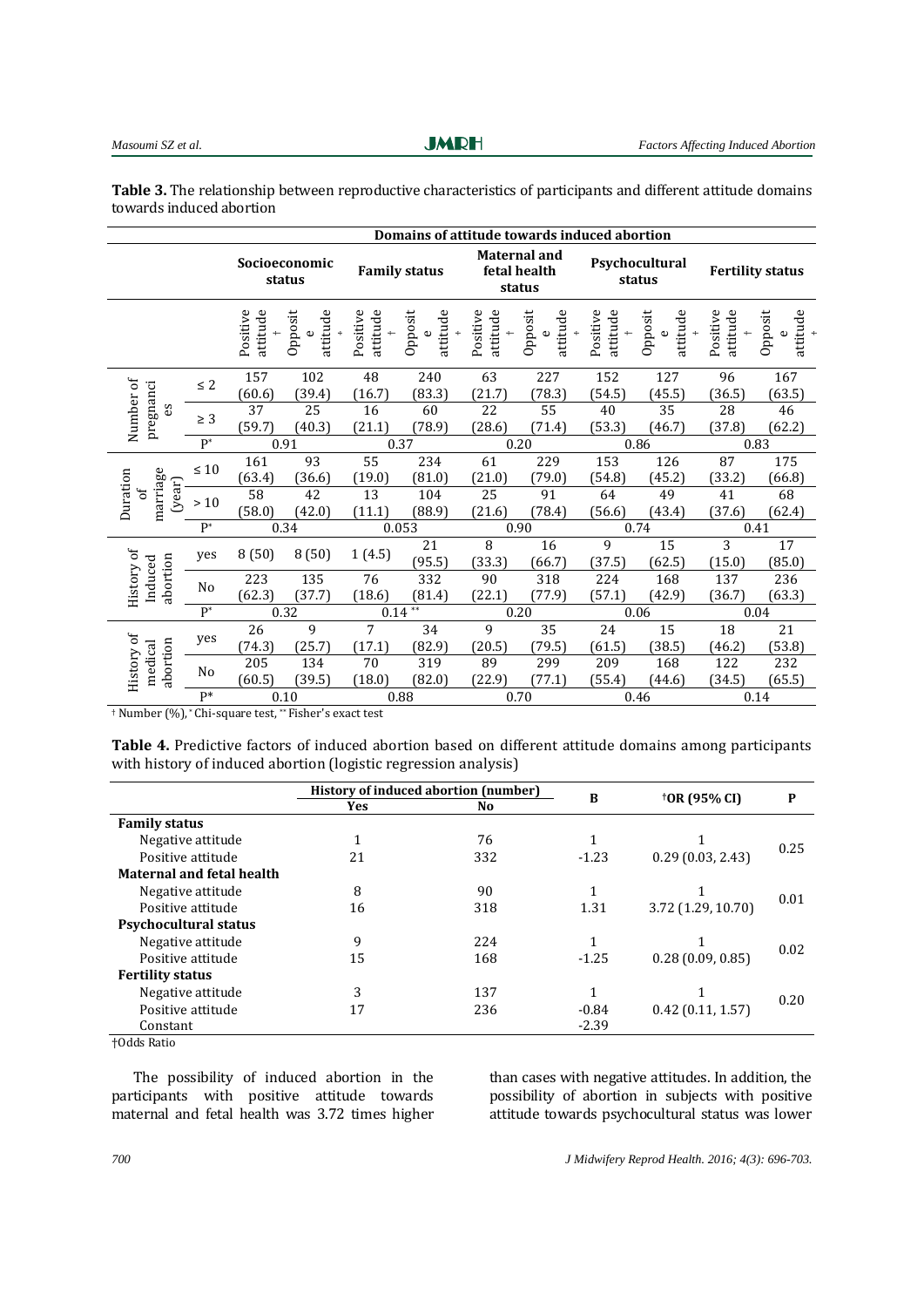**Table 3.** The relationship between reproductive characteristics of participants and different attitude domains towards induced abortion

| | | Domains of attitude towards induced abortion | | | | | | | | | |
|---|---|---|---|---|---|---|---|---|---|---|---|
| | | Socioeconomic status | | Family status | | Maternal and fetal health status | | Psychocultural status | | Fertility status | |
| | | Positive attitude † | Opposite attitude † | Positive attitude † | Opposite attitude † | Positive attitude † | Opposite attitude † | Positive attitude † | Opposite attitude † | Positive attitude † | Opposite attitude † |
| Number of pregnancies | ≤ 2 | 157 (60.6) | 102 (39.4) | 48 (16.7) | 240 (83.3) | 63 (21.7) | 227 (78.3) | 152 (54.5) | 127 (45.5) | 96 (36.5) | 167 (63.5) |
| | ≥ 3 | 37 (59.7) | 25 (40.3) | 16 (21.1) | 60 (78.9) | 22 (28.6) | 55 (71.4) | 40 (53.3) | 35 (46.7) | 28 (37.8) | 46 (62.2) |
| | P* | 0.91 | | 0.37 | | 0.20 | | 0.86 | | 0.83 | |
| Duration of marriage (year) | ≤ 10 | 161 (63.4) | 93 (36.6) | 55 (19.0) | 234 (81.0) | 61 (21.0) | 229 (79.0) | 153 (54.8) | 126 (45.2) | 87 (33.2) | 175 (66.8) |
| | > 10 | 58 (58.0) | 42 (42.0) | 13 (11.1) | 104 (88.9) | 25 (21.6) | 91 (78.4) | 64 (56.6) | 49 (43.4) | 41 (37.6) | 68 (62.4) |
| | P* | 0.34 | | 0.053 | | 0.90 | | 0.74 | | 0.41 | |
| History of Induced abortion | yes | 8 (50) | 8 (50) | 1 (4.5) | 21 (95.5) | 8 (33.3) | 16 (66.7) | 9 (37.5) | 15 (62.5) | 3 (15.0) | 17 (85.0) |
| | No | 223 (62.3) | 135 (37.7) | 76 (18.6) | 332 (81.4) | 90 (22.1) | 318 (77.9) | 224 (57.1) | 168 (42.9) | 137 (36.7) | 236 (63.3) |
| | P* | 0.32 | | 0.14 ** | | 0.20 | | 0.06 | | 0.04 | |
| History of medical abortion | yes | 26 (74.3) | 9 (25.7) | 7 (17.1) | 34 (82.9) | 9 (20.5) | 35 (79.5) | 24 (61.5) | 15 (38.5) | 18 (46.2) | 21 (53.8) |
| | No | 205 (60.5) | 134 (39.5) | 70 (18.0) | 319 (82.0) | 89 (22.9) | 299 (77.1) | 209 (55.4) | 168 (44.6) | 122 (34.5) | 232 (65.5) |
| | P* | 0.10 | | 0.88 | | 0.70 | | 0.46 | | 0.14 | |

† Number (%), * Chi-square test, ** Fisher's exact test

**Table 4.** Predictive factors of induced abortion based on different attitude domains among participants with history of induced abortion (logistic regression analysis)

| | History of induced abortion (number) | | B | †OR (95% CI) | P |
|---|---|---|---|---|---|
| | Yes | No | | | |
| **Family status** | | | | | |
| Negative attitude | 1 | 76 | 1 | 1 | 0.25 |
| Positive attitude | 21 | 332 | -1.23 | 0.29 (0.03, 2.43) | |
| **Maternal and fetal health** | | | | | |
| Negative attitude | 8 | 90 | 1 | 1 | 0.01 |
| Positive attitude | 16 | 318 | 1.31 | 3.72 (1.29, 10.70) | |
| **Psychocultural status** | | | | | |
| Negative attitude | 9 | 224 | 1 | 1 | 0.02 |
| Positive attitude | 15 | 168 | -1.25 | 0.28 (0.09, 0.85) | |
| **Fertility status** | | | | | |
| Negative attitude | 3 | 137 | 1 | 1 | 0.20 |
| Positive attitude | 17 | 236 | -0.84 | 0.42 (0.11, 1.57) | |
| Constant | | | -2.39 | | |

†Odds Ratio

The possibility of induced abortion in the participants with positive attitude towards maternal and fetal health was 3.72 times higher than cases with negative attitudes. In addition, the possibility of abortion in subjects with positive attitude towards psychocultural status was lower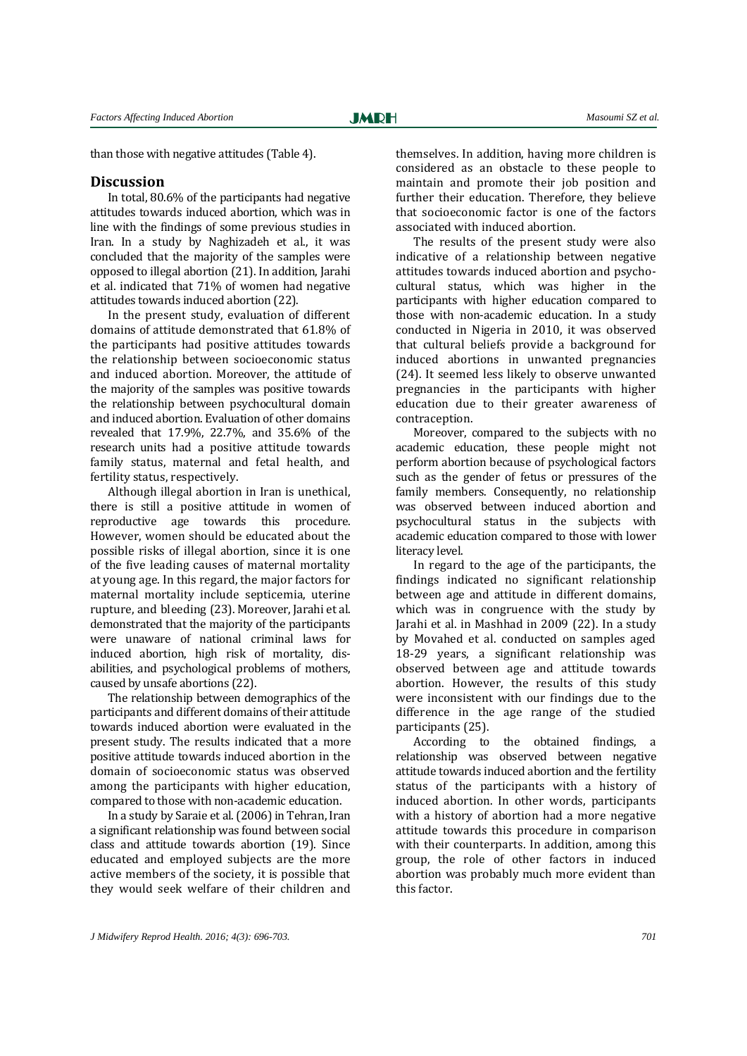than those with negative attitudes (Table 4).

## Discussion

In total, 80.6% of the participants had negative attitudes towards induced abortion, which was in line with the findings of some previous studies in Iran. In a study by Naghizadeh et al., it was concluded that the majority of the samples were opposed to illegal abortion (21). In addition, Jarahi et al. indicated that 71% of women had negative attitudes towards induced abortion (22).

In the present study, evaluation of different domains of attitude demonstrated that 61.8% of the participants had positive attitudes towards the relationship between socioeconomic status and induced abortion. Moreover, the attitude of the majority of the samples was positive towards the relationship between psychocultural domain and induced abortion. Evaluation of other domains revealed that 17.9%, 22.7%, and 35.6% of the research units had a positive attitude towards family status, maternal and fetal health, and fertility status, respectively.

Although illegal abortion in Iran is unethical, there is still a positive attitude in women of reproductive age towards this procedure. However, women should be educated about the possible risks of illegal abortion, since it is one of the five leading causes of maternal mortality at young age. In this regard, the major factors for maternal mortality include septicemia, uterine rupture, and bleeding (23). Moreover, Jarahi et al. demonstrated that the majority of the participants were unaware of national criminal laws for induced abortion, high risk of mortality, disabilities, and psychological problems of mothers, caused by unsafe abortions (22).

The relationship between demographics of the participants and different domains of their attitude towards induced abortion were evaluated in the present study. The results indicated that a more positive attitude towards induced abortion in the domain of socioeconomic status was observed among the participants with higher education, compared to those with non-academic education.

In a study by Saraie et al. (2006) in Tehran, Iran a significant relationship was found between social class and attitude towards abortion (19). Since educated and employed subjects are the more active members of the society, it is possible that they would seek welfare of their children and themselves. In addition, having more children is considered as an obstacle to these people to maintain and promote their job position and further their education. Therefore, they believe that socioeconomic factor is one of the factors associated with induced abortion.

The results of the present study were also indicative of a relationship between negative attitudes towards induced abortion and psychocultural status, which was higher in the participants with higher education compared to those with non-academic education. In a study conducted in Nigeria in 2010, it was observed that cultural beliefs provide a background for induced abortions in unwanted pregnancies (24). It seemed less likely to observe unwanted pregnancies in the participants with higher education due to their greater awareness of contraception.

Moreover, compared to the subjects with no academic education, these people might not perform abortion because of psychological factors such as the gender of fetus or pressures of the family members. Consequently, no relationship was observed between induced abortion and psychocultural status in the subjects with academic education compared to those with lower literacy level.

In regard to the age of the participants, the findings indicated no significant relationship between age and attitude in different domains, which was in congruence with the study by Jarahi et al. in Mashhad in 2009 (22). In a study by Movahed et al. conducted on samples aged 18-29 years, a significant relationship was observed between age and attitude towards abortion. However, the results of this study were inconsistent with our findings due to the difference in the age range of the studied participants (25).

According to the obtained findings, a relationship was observed between negative attitude towards induced abortion and the fertility status of the participants with a history of induced abortion. In other words, participants with a history of abortion had a more negative attitude towards this procedure in comparison with their counterparts. In addition, among this group, the role of other factors in induced abortion was probably much more evident than this factor.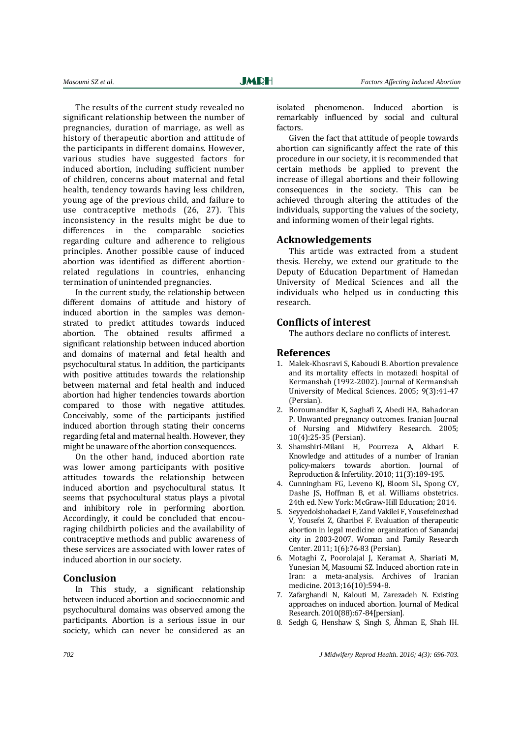The results of the current study revealed no significant relationship between the number of pregnancies, duration of marriage, as well as history of therapeutic abortion and attitude of the participants in different domains. However, various studies have suggested factors for induced abortion, including sufficient number of children, concerns about maternal and fetal health, tendency towards having less children, young age of the previous child, and failure to use contraceptive methods (26, 27). This inconsistency in the results might be due to differences in the comparable societies regarding culture and adherence to religious principles. Another possible cause of induced abortion was identified as different abortion-related regulations in countries, enhancing termination of unintended pregnancies.

In the current study, the relationship between different domains of attitude and history of induced abortion in the samples was demonstrated to predict attitudes towards induced abortion. The obtained results affirmed a significant relationship between induced abortion and domains of maternal and fetal health and psychocultural status. In addition, the participants with positive attitudes towards the relationship between maternal and fetal health and induced abortion had higher tendencies towards abortion compared to those with negative attitudes. Conceivably, some of the participants justified induced abortion through stating their concerns regarding fetal and maternal health. However, they might be unaware of the abortion consequences.

On the other hand, induced abortion rate was lower among participants with positive attitudes towards the relationship between induced abortion and psychocultural status. It seems that psychocultural status plays a pivotal and inhibitory role in performing abortion. Accordingly, it could be concluded that encouraging childbirth policies and the availability of contraceptive methods and public awareness of these services are associated with lower rates of induced abortion in our society.

## Conclusion

In This study, a significant relationship between induced abortion and socioeconomic and psychocultural domains was observed among the participants. Abortion is a serious issue in our society, which can never be considered as an isolated phenomenon. Induced abortion is remarkably influenced by social and cultural factors.

Given the fact that attitude of people towards abortion can significantly affect the rate of this procedure in our society, it is recommended that certain methods be applied to prevent the increase of illegal abortions and their following consequences in the society. This can be achieved through altering the attitudes of the individuals, supporting the values of the society, and informing women of their legal rights.

## Acknowledgements

This article was extracted from a student thesis. Hereby, we extend our gratitude to the Deputy of Education Department of Hamedan University of Medical Sciences and all the individuals who helped us in conducting this research.

## Conflicts of interest

The authors declare no conflicts of interest.

## References

1. Malek-Khosravi S, Kaboudi B. Abortion prevalence and its mortality effects in motazedi hospital of Kermanshah (1992-2002). Journal of Kermanshah University of Medical Sciences. 2005; 9(3):41-47 (Persian).
2. Boroumandfar K, Saghafi Z, Abedi HA, Bahadoran P. Unwanted pregnancy outcomes. Iranian Journal of Nursing and Midwifery Research. 2005; 10(4):25-35 (Persian).
3. Shamshiri-Milani H, Pourreza A, Akbari F. Knowledge and attitudes of a number of Iranian policy-makers towards abortion. Journal of Reproduction & Infertility. 2010; 11(3):189-195.
4. Cunningham FG, Leveno KJ, Bloom SL, Spong CY, Dashe JS, Hoffman B, et al. Williams obstetrics. 24th ed. New York: McGraw-Hill Education; 2014.
5. Seyyedolshohadaei F, Zand Vakilei F, Yousefeinezhad V, Yousefei Z, Gharibei F. Evaluation of therapeutic abortion in legal medicine organization of Sanandaj city in 2003-2007. Woman and Family Research Center. 2011; 1(6):76-83 (Persian).
6. Motaghi Z, Poorolajal J, Keramat A, Shariati M, Yunesian M, Masoumi SZ. Induced abortion rate in Iran: a meta-analysis. Archives of Iranian medicine. 2013;16(10):594-8.
7. Zafarghandi N, Kalouti M, Zarezadeh N. Existing approaches on induced abortion. Journal of Medical Research. 2010(88):67-84[persian].
8. Sedgh G, Henshaw S, Singh S, Åhman E, Shah IH.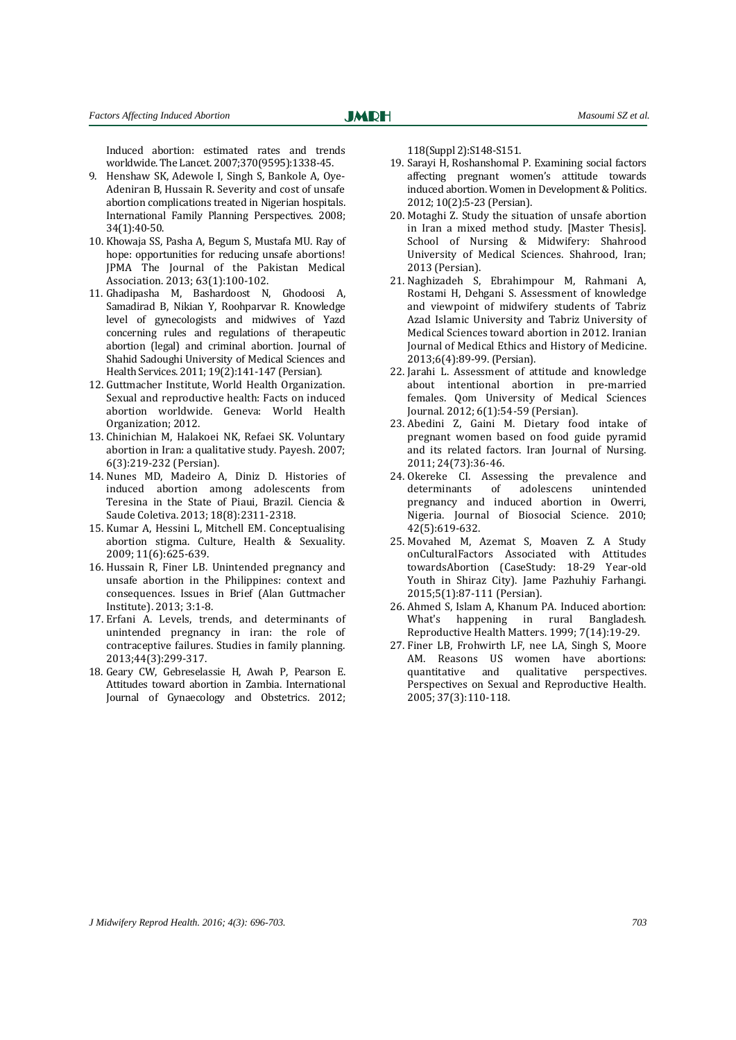Induced abortion: estimated rates and trends worldwide. The Lancet. 2007;370(9595):1338-45.

9. Henshaw SK, Adewole I, Singh S, Bankole A, Oye-Adeniran B, Hussain R. Severity and cost of unsafe abortion complications treated in Nigerian hospitals. International Family Planning Perspectives. 2008; 34(1):40-50.
10. Khowaja SS, Pasha A, Begum S, Mustafa MU. Ray of hope: opportunities for reducing unsafe abortions! JPMA The Journal of the Pakistan Medical Association. 2013; 63(1):100-102.
11. Ghadipasha M, Bashardoost N, Ghodoosi A, Samadirad B, Nikian Y, Roohparvar R. Knowledge level of gynecologists and midwives of Yazd concerning rules and regulations of therapeutic abortion (legal) and criminal abortion. Journal of Shahid Sadoughi University of Medical Sciences and Health Services. 2011; 19(2):141-147 (Persian).
12. Guttmacher Institute, World Health Organization. Sexual and reproductive health: Facts on induced abortion worldwide. Geneva: World Health Organization; 2012.
13. Chinichian M, Halakoei NK, Refaei SK. Voluntary abortion in Iran: a qualitative study. Payesh. 2007; 6(3):219-232 (Persian).
14. Nunes MD, Madeiro A, Diniz D. Histories of induced abortion among adolescents from Teresina in the State of Piaui, Brazil. Ciencia & Saude Coletiva. 2013; 18(8):2311-2318.
15. Kumar A, Hessini L, Mitchell EM. Conceptualising abortion stigma. Culture, Health & Sexuality. 2009; 11(6):625-639.
16. Hussain R, Finer LB. Unintended pregnancy and unsafe abortion in the Philippines: context and consequences. Issues in Brief (Alan Guttmacher Institute). 2013; 3:1-8.
17. Erfani A. Levels, trends, and determinants of unintended pregnancy in iran: the role of contraceptive failures. Studies in family planning. 2013;44(3):299-317.
18. Geary CW, Gebreselassie H, Awah P, Pearson E. Attitudes toward abortion in Zambia. International Journal of Gynaecology and Obstetrics. 2012; 118(Suppl 2):S148-S151.
19. Sarayi H, Roshanshomal P. Examining social factors affecting pregnant women's attitude towards induced abortion. Women in Development & Politics. 2012; 10(2):5-23 (Persian).
20. Motaghi Z. Study the situation of unsafe abortion in Iran a mixed method study. [Master Thesis]. School of Nursing & Midwifery: Shahrood University of Medical Sciences. Shahrood, Iran; 2013 (Persian).
21. Naghizadeh S, Ebrahimpour M, Rahmani A, Rostami H, Dehgani S. Assessment of knowledge and viewpoint of midwifery students of Tabriz Azad Islamic University and Tabriz University of Medical Sciences toward abortion in 2012. Iranian Journal of Medical Ethics and History of Medicine. 2013;6(4):89-99. (Persian).
22. Jarahi L. Assessment of attitude and knowledge about intentional abortion in pre-married females. Qom University of Medical Sciences Journal. 2012; 6(1):54-59 (Persian).
23. Abedini Z, Gaini M. Dietary food intake of pregnant women based on food guide pyramid and its related factors. Iran Journal of Nursing. 2011; 24(73):36-46.
24. Okereke CI. Assessing the prevalence and determinants of adolescens unintended pregnancy and induced abortion in Owerri, Nigeria. Journal of Biosocial Science. 2010; 42(5):619-632.
25. Movahed M, Azemat S, Moaven Z. A Study onCulturalFactors Associated with Attitudes towardsAbortion (CaseStudy: 18-29 Year-old Youth in Shiraz City). Jame Pazhuhiy Farhangi. 2015;5(1):87-111 (Persian).
26. Ahmed S, Islam A, Khanum PA. Induced abortion: What's happening in rural Bangladesh. Reproductive Health Matters. 1999; 7(14):19-29.
27. Finer LB, Frohwirth LF, nee LA, Singh S, Moore AM. Reasons US women have abortions: quantitative and qualitative perspectives. Perspectives on Sexual and Reproductive Health. 2005; 37(3):110-118.